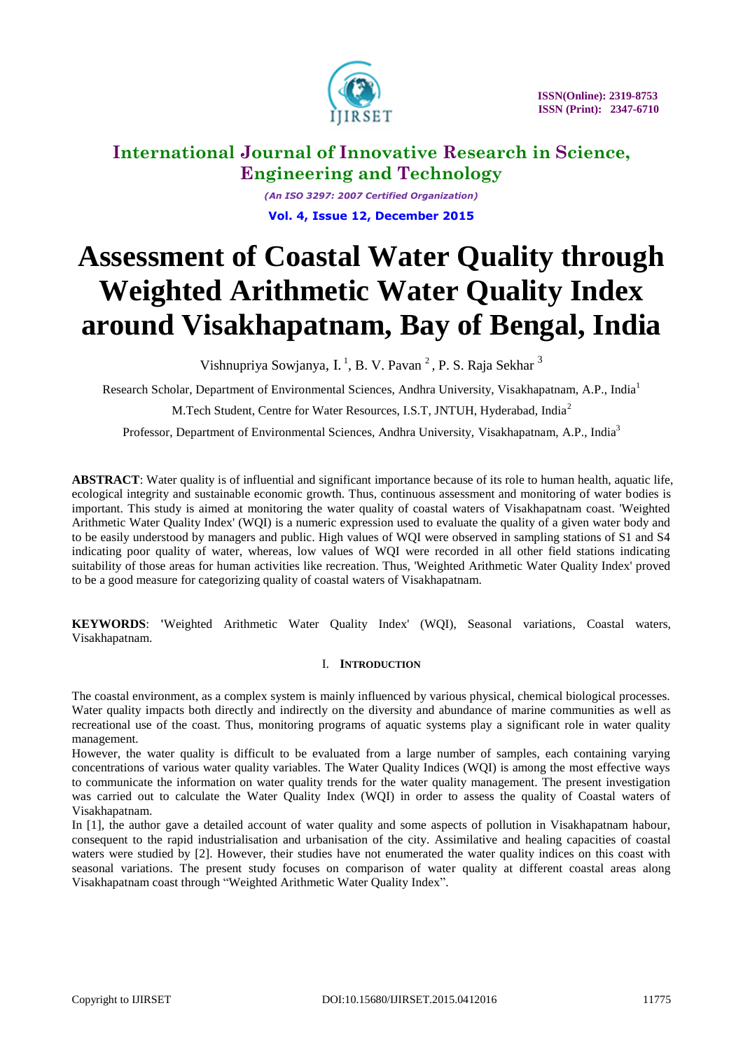# Assessment of Coastal Water Quality through Weighted Arithmetic Water Quality Index around Visakhapatnam, Bay of Bengal, India

Vishnupriya Sowjanya, I. [1], B. V. Pavan [2], P. S. Raja Sekhar [3]

Research Scholar, Department of Environmental Sciences, Andhra University, Visakhapatnam, A.P., India[1]

M.Tech Student, Centre for Water Resources, I.S.T, JNTUH, Hyderabad, India[2]

Professor, Department of Environmental Sciences, Andhra University, Visakhapatnam, A.P., India[3]

**ABSTRACT**: Water quality is of influential and significant importance because of its role to human health, aquatic life, ecological integrity and sustainable economic growth. Thus, continuous assessment and monitoring of water bodies is important. This study is aimed at monitoring the water quality of coastal waters of Visakhapatnam coast. 'Weighted Arithmetic Water Quality Index' (WQI) is a numeric expression used to evaluate the quality of a given water body and to be easily understood by managers and public. High values of WQI were observed in sampling stations of S1 and S4 indicating poor quality of water, whereas, low values of WQI were recorded in all other field stations indicating suitability of those areas for human activities like recreation. Thus, 'Weighted Arithmetic Water Quality Index' proved to be a good measure for categorizing quality of coastal waters of Visakhapatnam.

**KEYWORDS**: 'Weighted Arithmetic Water Quality Index' (WQI), Seasonal variations, Coastal waters, Visakhapatnam.

## I. INTRODUCTION

The coastal environment, as a complex system is mainly influenced by various physical, chemical biological processes. Water quality impacts both directly and indirectly on the diversity and abundance of marine communities as well as recreational use of the coast. Thus, monitoring programs of aquatic systems play a significant role in water quality management.

However, the water quality is difficult to be evaluated from a large number of samples, each containing varying concentrations of various water quality variables. The Water Quality Indices (WQI) is among the most effective ways to communicate the information on water quality trends for the water quality management. The present investigation was carried out to calculate the Water Quality Index (WQI) in order to assess the quality of Coastal waters of Visakhapatnam.

In [1], the author gave a detailed account of water quality and some aspects of pollution in Visakhapatnam habour, consequent to the rapid industrialisation and urbanisation of the city. Assimilative and healing capacities of coastal waters were studied by [2]. However, their studies have not enumerated the water quality indices on this coast with seasonal variations. The present study focuses on comparison of water quality at different coastal areas along Visakhapatnam coast through "Weighted Arithmetic Water Quality Index".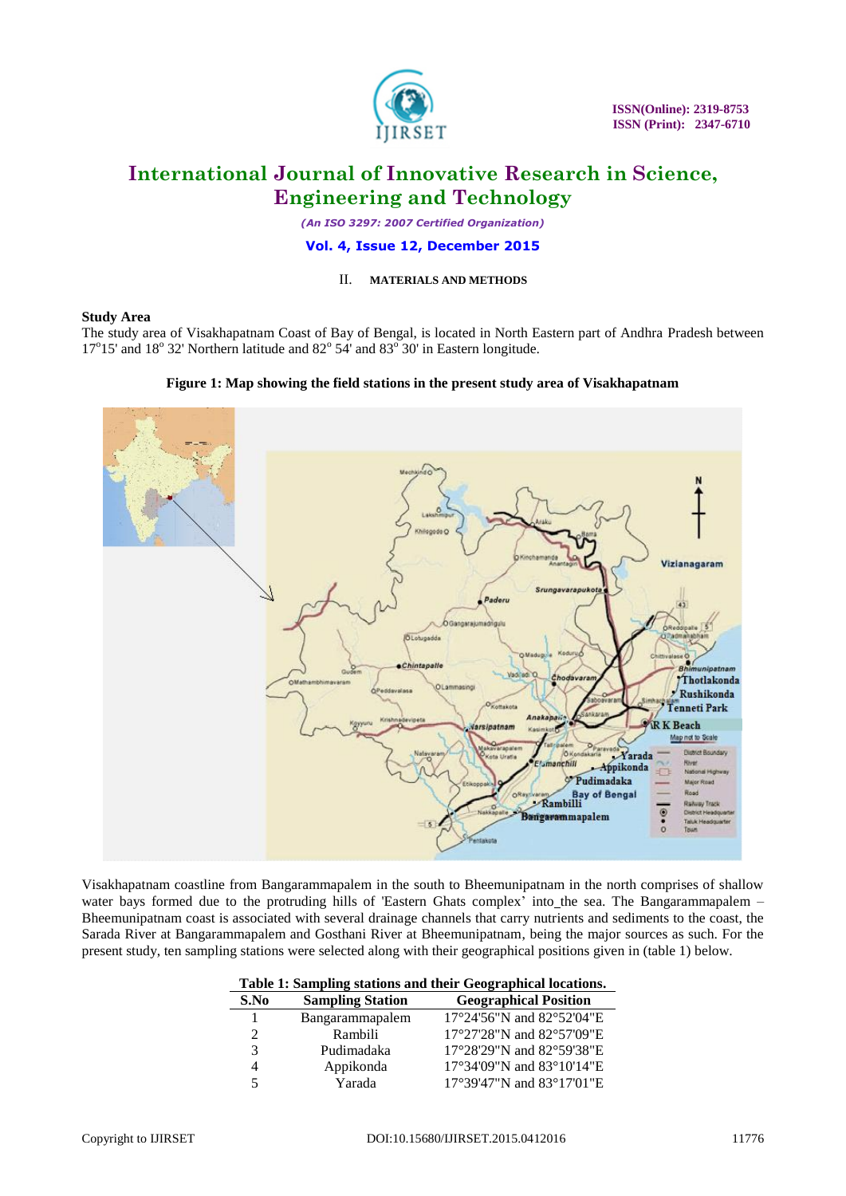## II. MATERIALS AND METHODS

**Study Area**

The study area of Visakhapatnam Coast of Bay of Bengal, is located in North Eastern part of Andhra Pradesh between 17°15' and 18° 32' Northern latitude and 82° 54' and 83° 30' in Eastern longitude.

**Figure 1: Map showing the field stations in the present study area of Visakhapatnam**

Visakhapatnam coastline from Bangarammapalem in the south to Bheemunipatnam in the north comprises of shallow water bays formed due to the protruding hills of 'Eastern Ghats complex' into_the sea. The Bangarammapalem – Bheemunipatnam coast is associated with several drainage channels that carry nutrients and sediments to the coast, the Sarada River at Bangarammapalem and Gosthani River at Bheemunipatnam, being the major sources as such. For the present study, ten sampling stations were selected along with their geographical positions given in (table 1) below.

**Table 1: Sampling stations and their Geographical locations.**

| S.No | Sampling Station | Geographical Position |
|---|---|---|
| 1 | Bangarammapalem | 17°24'56"N and 82°52'04"E |
| 2 | Rambili | 17°27'28"N and 82°57'09"E |
| 3 | Pudimadaka | 17°28'29"N and 82°59'38"E |
| 4 | Appikonda | 17°34'09"N and 83°10'14"E |
| 5 | Yarada | 17°39'47"N and 83°17'01"E |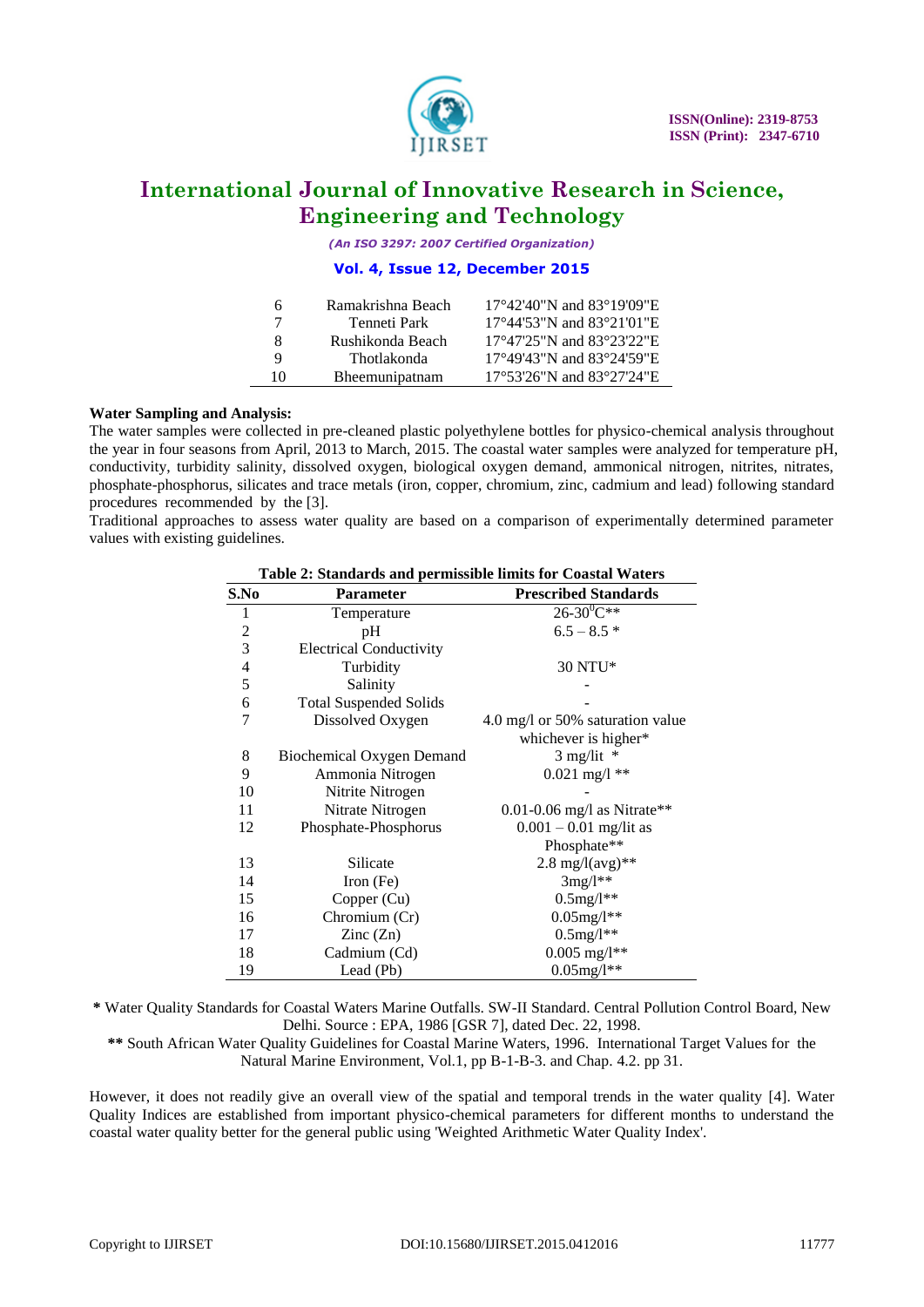| 6 | Ramakrishna Beach | 17°42'40"N and 83°19'09"E |
|---|---|---|
| 7 | Tenneti Park | 17°44'53"N and 83°21'01"E |
| 8 | Rushikonda Beach | 17°47'25"N and 83°23'22"E |
| 9 | Thotlakonda | 17°49'43"N and 83°24'59"E |
| 10 | Bheemunipatnam | 17°53'26"N and 83°27'24"E |

**Water Sampling and Analysis:**

The water samples were collected in pre-cleaned plastic polyethylene bottles for physico-chemical analysis throughout the year in four seasons from April, 2013 to March, 2015. The coastal water samples were analyzed for temperature pH, conductivity, turbidity salinity, dissolved oxygen, biological oxygen demand, ammonical nitrogen, nitrites, nitrates, phosphate-phosphorus, silicates and trace metals (iron, copper, chromium, zinc, cadmium and lead) following standard procedures recommended by the [3].

Traditional approaches to assess water quality are based on a comparison of experimentally determined parameter values with existing guidelines.

**Table 2: Standards and permissible limits for Coastal Waters**

| S.No | Parameter | Prescribed Standards |
|---|---|---|
| 1 | Temperature | 26-30$^{0}$C** |
| 2 | pH | 6.5 – 8.5 * |
| 3 | Electrical Conductivity | |
| 4 | Turbidity | 30 NTU* |
| 5 | Salinity | - |
| 6 | Total Suspended Solids | - |
| 7 | Dissolved Oxygen | 4.0 mg/l or 50% saturation value whichever is higher* |
| 8 | Biochemical Oxygen Demand | 3 mg/lit * |
| 9 | Ammonia Nitrogen | 0.021 mg/l ** |
| 10 | Nitrite Nitrogen | - |
| 11 | Nitrate Nitrogen | 0.01-0.06 mg/l as Nitrate** |
| 12 | Phosphate-Phosphorus | 0.001 – 0.01 mg/lit as Phosphate** |
| 13 | Silicate | 2.8 mg/l(avg)** |
| 14 | Iron (Fe) | 3mg/l** |
| 15 | Copper (Cu) | 0.5mg/l** |
| 16 | Chromium (Cr) | 0.05mg/l** |
| 17 | Zinc (Zn) | 0.5mg/l** |
| 18 | Cadmium (Cd) | 0.005 mg/l** |
| 19 | Lead (Pb) | 0.05mg/l** |

**\*** Water Quality Standards for Coastal Waters Marine Outfalls. SW-II Standard. Central Pollution Control Board, New Delhi. Source : EPA, 1986 [GSR 7], dated Dec. 22, 1998.

**\*\*** South African Water Quality Guidelines for Coastal Marine Waters, 1996. International Target Values for the Natural Marine Environment, Vol.1, pp B-1-B-3. and Chap. 4.2. pp 31.

However, it does not readily give an overall view of the spatial and temporal trends in the water quality [4]. Water Quality Indices are established from important physico-chemical parameters for different months to understand the coastal water quality better for the general public using 'Weighted Arithmetic Water Quality Index'.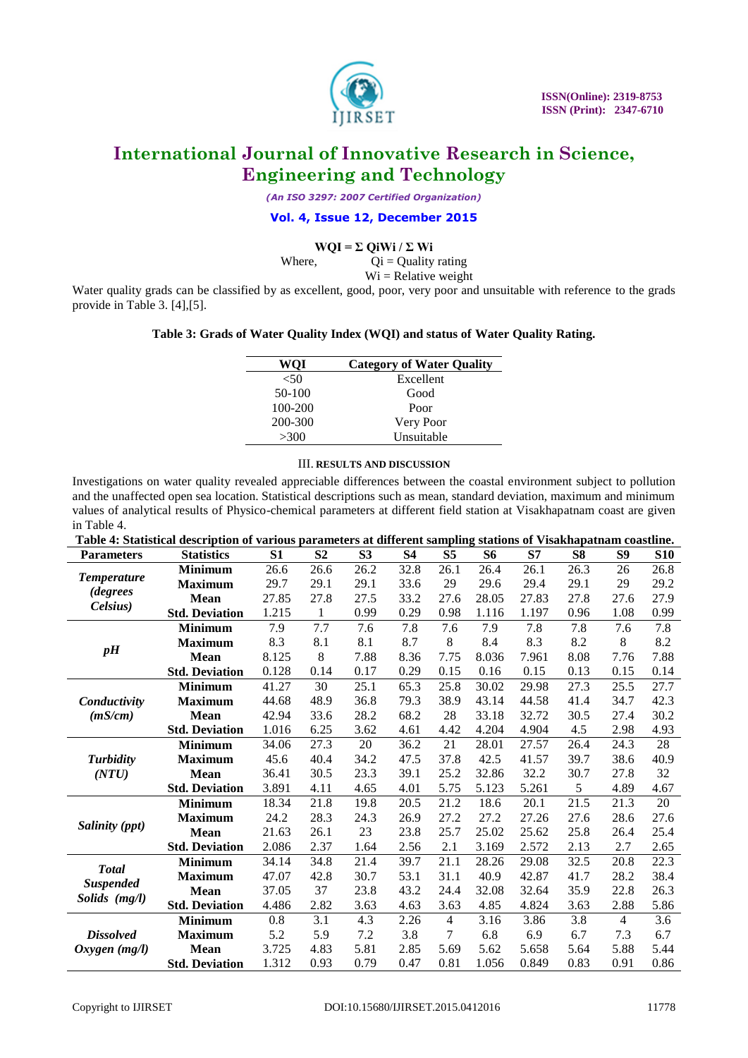$$WQI = \Sigma\, Q_iW_i / \Sigma\, W_i$$

Where, $Q_i$ = Quality rating

$W_i$ = Relative weight

Water quality grads can be classified by as excellent, good, poor, very poor and unsuitable with reference to the grads provide in Table 3. [4],[5].

**Table 3: Grads of Water Quality Index (WQI) and status of Water Quality Rating.**

| WQI | Category of Water Quality |
|---|---|
| <50 | Excellent |
| 50-100 | Good |
| 100-200 | Poor |
| 200-300 | Very Poor |
| >300 | Unsuitable |

## III. RESULTS AND DISCUSSION

Investigations on water quality revealed appreciable differences between the coastal environment subject to pollution and the unaffected open sea location. Statistical descriptions such as mean, standard deviation, maximum and minimum values of analytical results of Physico-chemical parameters at different field station at Visakhapatnam coast are given in Table 4.

**Table 4: Statistical description of various parameters at different sampling stations of Visakhapatnam coastline.**

| Parameters | Statistics | S1 | S2 | S3 | S4 | S5 | S6 | S7 | S8 | S9 | S10 |
|---|---|---|---|---|---|---|---|---|---|---|---|
| ***Temperature (degrees Celsius)*** | **Minimum** | 26.6 | 26.6 | 26.2 | 32.8 | 26.1 | 26.4 | 26.1 | 26.3 | 26 | 26.8 |
| | **Maximum** | 29.7 | 29.1 | 29.1 | 33.6 | 29 | 29.6 | 29.4 | 29.1 | 29 | 29.2 |
| | **Mean** | 27.85 | 27.8 | 27.5 | 33.2 | 27.6 | 28.05 | 27.83 | 27.8 | 27.6 | 27.9 |
| | **Std. Deviation** | 1.215 | 1 | 0.99 | 0.29 | 0.98 | 1.116 | 1.197 | 0.96 | 1.08 | 0.99 |
| ***pH*** | **Minimum** | 7.9 | 7.7 | 7.6 | 7.8 | 7.6 | 7.9 | 7.8 | 7.8 | 7.6 | 7.8 |
| | **Maximum** | 8.3 | 8.1 | 8.1 | 8.7 | 8 | 8.4 | 8.3 | 8.2 | 8 | 8.2 |
| | **Mean** | 8.125 | 8 | 7.88 | 8.36 | 7.75 | 8.036 | 7.961 | 8.08 | 7.76 | 7.88 |
| | **Std. Deviation** | 0.128 | 0.14 | 0.17 | 0.29 | 0.15 | 0.16 | 0.15 | 0.13 | 0.15 | 0.14 |
| ***Conductivity (mS/cm)*** | **Minimum** | 41.27 | 30 | 25.1 | 65.3 | 25.8 | 30.02 | 29.98 | 27.3 | 25.5 | 27.7 |
| | **Maximum** | 44.68 | 48.9 | 36.8 | 79.3 | 38.9 | 43.14 | 44.58 | 41.4 | 34.7 | 42.3 |
| | **Mean** | 42.94 | 33.6 | 28.2 | 68.2 | 28 | 33.18 | 32.72 | 30.5 | 27.4 | 30.2 |
| | **Std. Deviation** | 1.016 | 6.25 | 3.62 | 4.61 | 4.42 | 4.204 | 4.904 | 4.5 | 2.98 | 4.93 |
| ***Turbidity (NTU)*** | **Minimum** | 34.06 | 27.3 | 20 | 36.2 | 21 | 28.01 | 27.57 | 26.4 | 24.3 | 28 |
| | **Maximum** | 45.6 | 40.4 | 34.2 | 47.5 | 37.8 | 42.5 | 41.57 | 39.7 | 38.6 | 40.9 |
| | **Mean** | 36.41 | 30.5 | 23.3 | 39.1 | 25.2 | 32.86 | 32.2 | 30.7 | 27.8 | 32 |
| | **Std. Deviation** | 3.891 | 4.11 | 4.65 | 4.01 | 5.75 | 5.123 | 5.261 | 5 | 4.89 | 4.67 |
| ***Salinity (ppt)*** | **Minimum** | 18.34 | 21.8 | 19.8 | 20.5 | 21.2 | 18.6 | 20.1 | 21.5 | 21.3 | 20 |
| | **Maximum** | 24.2 | 28.3 | 24.3 | 26.9 | 27.2 | 27.2 | 27.26 | 27.6 | 28.6 | 27.6 |
| | **Mean** | 21.63 | 26.1 | 23 | 23.8 | 25.7 | 25.02 | 25.62 | 25.8 | 26.4 | 25.4 |
| | **Std. Deviation** | 2.086 | 2.37 | 1.64 | 2.56 | 2.1 | 3.169 | 2.572 | 2.13 | 2.7 | 2.65 |
| ***Total Suspended Solids (mg/l)*** | **Minimum** | 34.14 | 34.8 | 21.4 | 39.7 | 21.1 | 28.26 | 29.08 | 32.5 | 20.8 | 22.3 |
| | **Maximum** | 47.07 | 42.8 | 30.7 | 53.1 | 31.1 | 40.9 | 42.87 | 41.7 | 28.2 | 38.4 |
| | **Mean** | 37.05 | 37 | 23.8 | 43.2 | 24.4 | 32.08 | 32.64 | 35.9 | 22.8 | 26.3 |
| | **Std. Deviation** | 4.486 | 2.82 | 3.63 | 4.63 | 3.63 | 4.85 | 4.824 | 3.63 | 2.88 | 5.86 |
| ***Dissolved Oxygen (mg/l)*** | **Minimum** | 0.8 | 3.1 | 4.3 | 2.26 | 4 | 3.16 | 3.86 | 3.8 | 4 | 3.6 |
| | **Maximum** | 5.2 | 5.9 | 7.2 | 3.8 | 7 | 6.8 | 6.9 | 6.7 | 7.3 | 6.7 |
| | **Mean** | 3.725 | 4.83 | 5.81 | 2.85 | 5.69 | 5.62 | 5.658 | 5.64 | 5.88 | 5.44 |
| | **Std. Deviation** | 1.312 | 0.93 | 0.79 | 0.47 | 0.81 | 1.056 | 0.849 | 0.83 | 0.91 | 0.86 |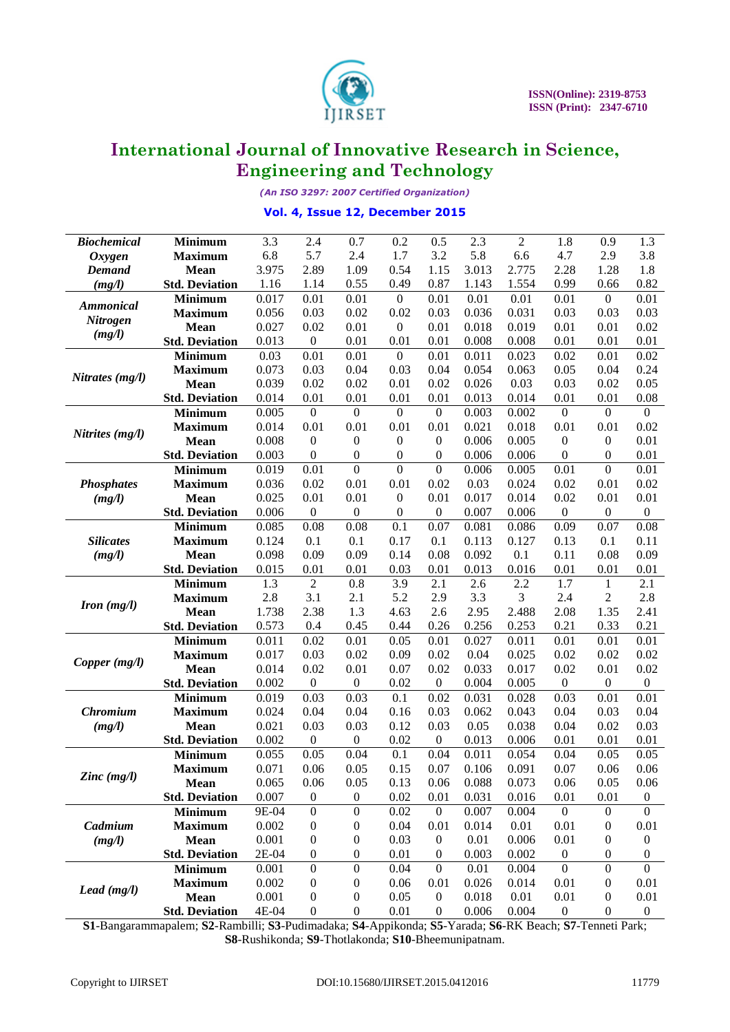| Parameter | Statistic | S1 | S2 | S3 | S4 | S5 | S6 | S7 | S8 | S9 | S10 |
|---|---|---|---|---|---|---|---|---|---|---|---|
| ***Biochemical Oxygen Demand (mg/l)*** | **Minimum** | 3.3 | 2.4 | 0.7 | 0.2 | 0.5 | 2.3 | 2 | 1.8 | 0.9 | 1.3 |
| | **Maximum** | 6.8 | 5.7 | 2.4 | 1.7 | 3.2 | 5.8 | 6.6 | 4.7 | 2.9 | 3.8 |
| | **Mean** | 3.975 | 2.89 | 1.09 | 0.54 | 1.15 | 3.013 | 2.775 | 2.28 | 1.28 | 1.8 |
| | **Std. Deviation** | 1.16 | 1.14 | 0.55 | 0.49 | 0.87 | 1.143 | 1.554 | 0.99 | 0.66 | 0.82 |
| ***Ammonical Nitrogen (mg/l)*** | **Minimum** | 0.017 | 0.01 | 0.01 | 0 | 0.01 | 0.01 | 0.01 | 0.01 | 0 | 0.01 |
| | **Maximum** | 0.056 | 0.03 | 0.02 | 0.02 | 0.03 | 0.036 | 0.031 | 0.03 | 0.03 | 0.03 |
| | **Mean** | 0.027 | 0.02 | 0.01 | 0 | 0.01 | 0.018 | 0.019 | 0.01 | 0.01 | 0.02 |
| | **Std. Deviation** | 0.013 | 0 | 0.01 | 0.01 | 0.01 | 0.008 | 0.008 | 0.01 | 0.01 | 0.01 |
| ***Nitrates (mg/l)*** | **Minimum** | 0.03 | 0.01 | 0.01 | 0 | 0.01 | 0.011 | 0.023 | 0.02 | 0.01 | 0.02 |
| | **Maximum** | 0.073 | 0.03 | 0.04 | 0.03 | 0.04 | 0.054 | 0.063 | 0.05 | 0.04 | 0.24 |
| | **Mean** | 0.039 | 0.02 | 0.02 | 0.01 | 0.02 | 0.026 | 0.03 | 0.03 | 0.02 | 0.05 |
| | **Std. Deviation** | 0.014 | 0.01 | 0.01 | 0.01 | 0.01 | 0.013 | 0.014 | 0.01 | 0.01 | 0.08 |
| ***Nitrites (mg/l)*** | **Minimum** | 0.005 | 0 | 0 | 0 | 0 | 0.003 | 0.002 | 0 | 0 | 0 |
| | **Maximum** | 0.014 | 0.01 | 0.01 | 0.01 | 0.01 | 0.021 | 0.018 | 0.01 | 0.01 | 0.02 |
| | **Mean** | 0.008 | 0 | 0 | 0 | 0 | 0.006 | 0.005 | 0 | 0 | 0.01 |
| | **Std. Deviation** | 0.003 | 0 | 0 | 0 | 0 | 0.006 | 0.006 | 0 | 0 | 0.01 |
| ***Phosphates (mg/l)*** | **Minimum** | 0.019 | 0.01 | 0 | 0 | 0 | 0.006 | 0.005 | 0.01 | 0 | 0.01 |
| | **Maximum** | 0.036 | 0.02 | 0.01 | 0.01 | 0.02 | 0.03 | 0.024 | 0.02 | 0.01 | 0.02 |
| | **Mean** | 0.025 | 0.01 | 0.01 | 0 | 0.01 | 0.017 | 0.014 | 0.02 | 0.01 | 0.01 |
| | **Std. Deviation** | 0.006 | 0 | 0 | 0 | 0 | 0.007 | 0.006 | 0 | 0 | 0 |
| ***Silicates (mg/l)*** | **Minimum** | 0.085 | 0.08 | 0.08 | 0.1 | 0.07 | 0.081 | 0.086 | 0.09 | 0.07 | 0.08 |
| | **Maximum** | 0.124 | 0.1 | 0.1 | 0.17 | 0.1 | 0.113 | 0.127 | 0.13 | 0.1 | 0.11 |
| | **Mean** | 0.098 | 0.09 | 0.09 | 0.14 | 0.08 | 0.092 | 0.1 | 0.11 | 0.08 | 0.09 |
| | **Std. Deviation** | 0.015 | 0.01 | 0.01 | 0.03 | 0.01 | 0.013 | 0.016 | 0.01 | 0.01 | 0.01 |
| ***Iron (mg/l)*** | **Minimum** | 1.3 | 2 | 0.8 | 3.9 | 2.1 | 2.6 | 2.2 | 1.7 | 1 | 2.1 |
| | **Maximum** | 2.8 | 3.1 | 2.1 | 5.2 | 2.9 | 3.3 | 3 | 2.4 | 2 | 2.8 |
| | **Mean** | 1.738 | 2.38 | 1.3 | 4.63 | 2.6 | 2.95 | 2.488 | 2.08 | 1.35 | 2.41 |
| | **Std. Deviation** | 0.573 | 0.4 | 0.45 | 0.44 | 0.26 | 0.256 | 0.253 | 0.21 | 0.33 | 0.21 |
| ***Copper (mg/l)*** | **Minimum** | 0.011 | 0.02 | 0.01 | 0.05 | 0.01 | 0.027 | 0.011 | 0.01 | 0.01 | 0.01 |
| | **Maximum** | 0.017 | 0.03 | 0.02 | 0.09 | 0.02 | 0.04 | 0.025 | 0.02 | 0.02 | 0.02 |
| | **Mean** | 0.014 | 0.02 | 0.01 | 0.07 | 0.02 | 0.033 | 0.017 | 0.02 | 0.01 | 0.02 |
| | **Std. Deviation** | 0.002 | 0 | 0 | 0.02 | 0 | 0.004 | 0.005 | 0 | 0 | 0 |
| ***Chromium (mg/l)*** | **Minimum** | 0.019 | 0.03 | 0.03 | 0.1 | 0.02 | 0.031 | 0.028 | 0.03 | 0.01 | 0.01 |
| | **Maximum** | 0.024 | 0.04 | 0.04 | 0.16 | 0.03 | 0.062 | 0.043 | 0.04 | 0.03 | 0.04 |
| | **Mean** | 0.021 | 0.03 | 0.03 | 0.12 | 0.03 | 0.05 | 0.038 | 0.04 | 0.02 | 0.03 |
| | **Std. Deviation** | 0.002 | 0 | 0 | 0.02 | 0 | 0.013 | 0.006 | 0.01 | 0.01 | 0.01 |
| ***Zinc (mg/l)*** | **Minimum** | 0.055 | 0.05 | 0.04 | 0.1 | 0.04 | 0.011 | 0.054 | 0.04 | 0.05 | 0.05 |
| | **Maximum** | 0.071 | 0.06 | 0.05 | 0.15 | 0.07 | 0.106 | 0.091 | 0.07 | 0.06 | 0.06 |
| | **Mean** | 0.065 | 0.06 | 0.05 | 0.13 | 0.06 | 0.088 | 0.073 | 0.06 | 0.05 | 0.06 |
| | **Std. Deviation** | 0.007 | 0 | 0 | 0.02 | 0.01 | 0.031 | 0.016 | 0.01 | 0.01 | 0 |
| ***Cadmium (mg/l)*** | **Minimum** | 9E-04 | 0 | 0 | 0.02 | 0 | 0.007 | 0.004 | 0 | 0 | 0 |
| | **Maximum** | 0.002 | 0 | 0 | 0.04 | 0.01 | 0.014 | 0.01 | 0.01 | 0 | 0.01 |
| | **Mean** | 0.001 | 0 | 0 | 0.03 | 0 | 0.01 | 0.006 | 0.01 | 0 | 0 |
| | **Std. Deviation** | 2E-04 | 0 | 0 | 0.01 | 0 | 0.003 | 0.002 | 0 | 0 | 0 |
| ***Lead (mg/l)*** | **Minimum** | 0.001 | 0 | 0 | 0.04 | 0 | 0.01 | 0.004 | 0 | 0 | 0 |
| | **Maximum** | 0.002 | 0 | 0 | 0.06 | 0.01 | 0.026 | 0.014 | 0.01 | 0 | 0.01 |
| | **Mean** | 0.001 | 0 | 0 | 0.05 | 0 | 0.018 | 0.01 | 0.01 | 0 | 0.01 |
| | **Std. Deviation** | 4E-04 | 0 | 0 | 0.01 | 0 | 0.006 | 0.004 | 0 | 0 | 0 |

**S1**-Bangarammapalem; **S2**-Rambilli; **S3**-Pudimadaka; **S4**-Appikonda; **S5**-Yarada; **S6**-RK Beach; **S7**-Tenneti Park; **S8**-Rushikonda; **S9**-Thotlakonda; **S10**-Bheemunipatnam.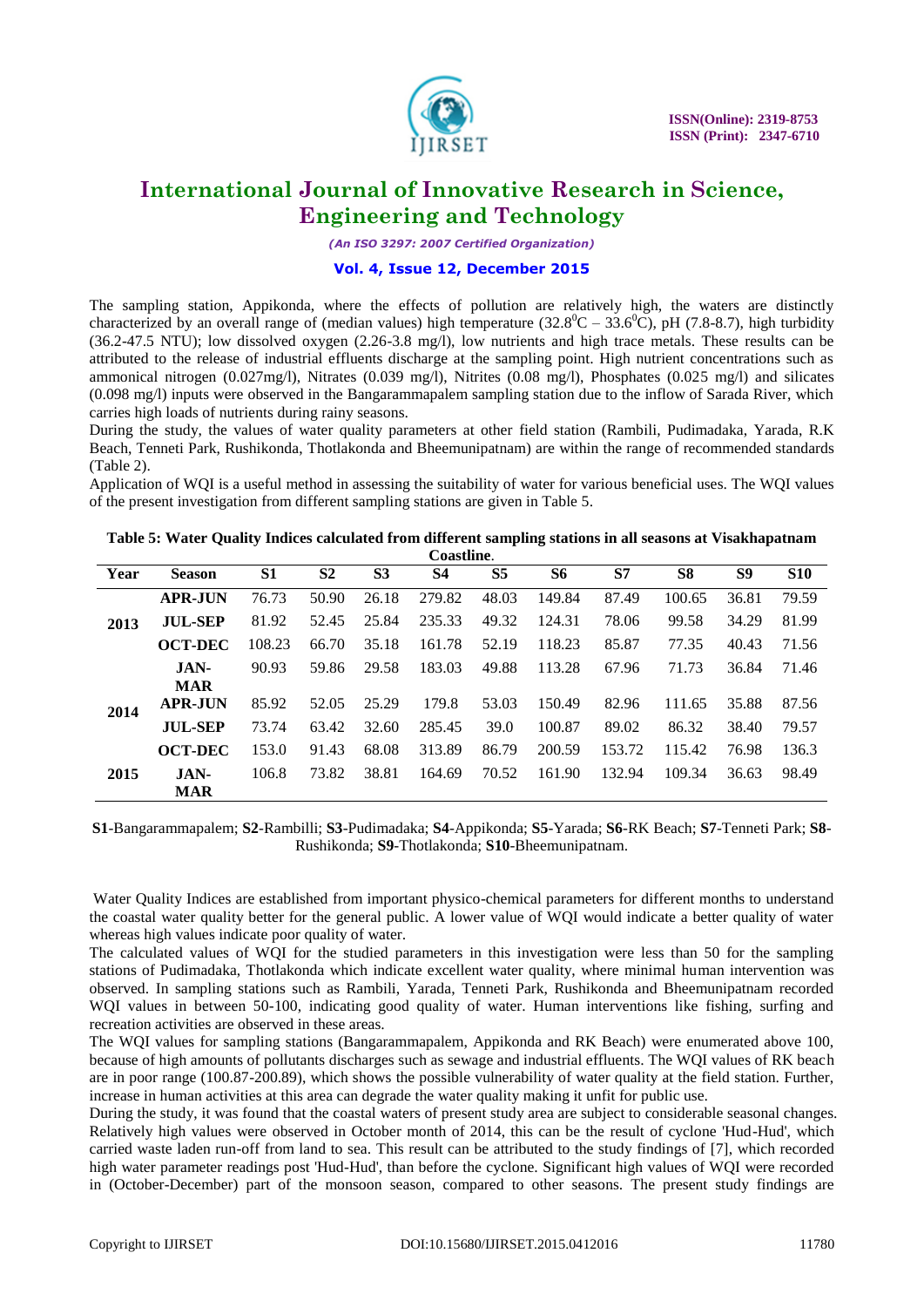The sampling station, Appikonda, where the effects of pollution are relatively high, the waters are distinctly characterized by an overall range of (median values) high temperature ($32.8^0$C – $33.6^0$C), pH (7.8-8.7), high turbidity (36.2-47.5 NTU); low dissolved oxygen (2.26-3.8 mg/l), low nutrients and high trace metals. These results can be attributed to the release of industrial effluents discharge at the sampling point. High nutrient concentrations such as ammonical nitrogen (0.027mg/l), Nitrates (0.039 mg/l), Nitrites (0.08 mg/l), Phosphates (0.025 mg/l) and silicates (0.098 mg/l) inputs were observed in the Bangarammapalem sampling station due to the inflow of Sarada River, which carries high loads of nutrients during rainy seasons.

During the study, the values of water quality parameters at other field station (Rambili, Pudimadaka, Yarada, R.K Beach, Tenneti Park, Rushikonda, Thotlakonda and Bheemunipatnam) are within the range of recommended standards (Table 2).

Application of WQI is a useful method in assessing the suitability of water for various beneficial uses. The WQI values of the present investigation from different sampling stations are given in Table 5.

**Table 5: Water Quality Indices calculated from different sampling stations in all seasons at Visakhapatnam Coastline.**

| Year | Season | S1 | S2 | S3 | S4 | S5 | S6 | S7 | S8 | S9 | S10 |
|---|---|---|---|---|---|---|---|---|---|---|---|
| 2013 | APR-JUN | 76.73 | 50.90 | 26.18 | 279.82 | 48.03 | 149.84 | 87.49 | 100.65 | 36.81 | 79.59 |
| | JUL-SEP | 81.92 | 52.45 | 25.84 | 235.33 | 49.32 | 124.31 | 78.06 | 99.58 | 34.29 | 81.99 |
| | OCT-DEC | 108.23 | 66.70 | 35.18 | 161.78 | 52.19 | 118.23 | 85.87 | 77.35 | 40.43 | 71.56 |
| 2014 | JAN-MAR | 90.93 | 59.86 | 29.58 | 183.03 | 49.88 | 113.28 | 67.96 | 71.73 | 36.84 | 71.46 |
| | APR-JUN | 85.92 | 52.05 | 25.29 | 179.8 | 53.03 | 150.49 | 82.96 | 111.65 | 35.88 | 87.56 |
| | JUL-SEP | 73.74 | 63.42 | 32.60 | 285.45 | 39.0 | 100.87 | 89.02 | 86.32 | 38.40 | 79.57 |
| | OCT-DEC | 153.0 | 91.43 | 68.08 | 313.89 | 86.79 | 200.59 | 153.72 | 115.42 | 76.98 | 136.3 |
| 2015 | JAN-MAR | 106.8 | 73.82 | 38.81 | 164.69 | 70.52 | 161.90 | 132.94 | 109.34 | 36.63 | 98.49 |

**S1**-Bangarammapalem; **S2**-Rambilli; **S3**-Pudimadaka; **S4**-Appikonda; **S5**-Yarada; **S6**-RK Beach; **S7**-Tenneti Park; **S8**-Rushikonda; **S9**-Thotlakonda; **S10**-Bheemunipatnam.

Water Quality Indices are established from important physico-chemical parameters for different months to understand the coastal water quality better for the general public. A lower value of WQI would indicate a better quality of water whereas high values indicate poor quality of water.

The calculated values of WQI for the studied parameters in this investigation were less than 50 for the sampling stations of Pudimadaka, Thotlakonda which indicate excellent water quality, where minimal human intervention was observed. In sampling stations such as Rambili, Yarada, Tenneti Park, Rushikonda and Bheemunipatnam recorded WQI values in between 50-100, indicating good quality of water. Human interventions like fishing, surfing and recreation activities are observed in these areas.

The WQI values for sampling stations (Bangarammapalem, Appikonda and RK Beach) were enumerated above 100, because of high amounts of pollutants discharges such as sewage and industrial effluents. The WQI values of RK beach are in poor range (100.87-200.89), which shows the possible vulnerability of water quality at the field station. Further, increase in human activities at this area can degrade the water quality making it unfit for public use.

During the study, it was found that the coastal waters of present study area are subject to considerable seasonal changes. Relatively high values were observed in October month of 2014, this can be the result of cyclone 'Hud-Hud', which carried waste laden run-off from land to sea. This result can be attributed to the study findings of [7], which recorded high water parameter readings post 'Hud-Hud', than before the cyclone. Significant high values of WQI were recorded in (October-December) part of the monsoon season, compared to other seasons. The present study findings are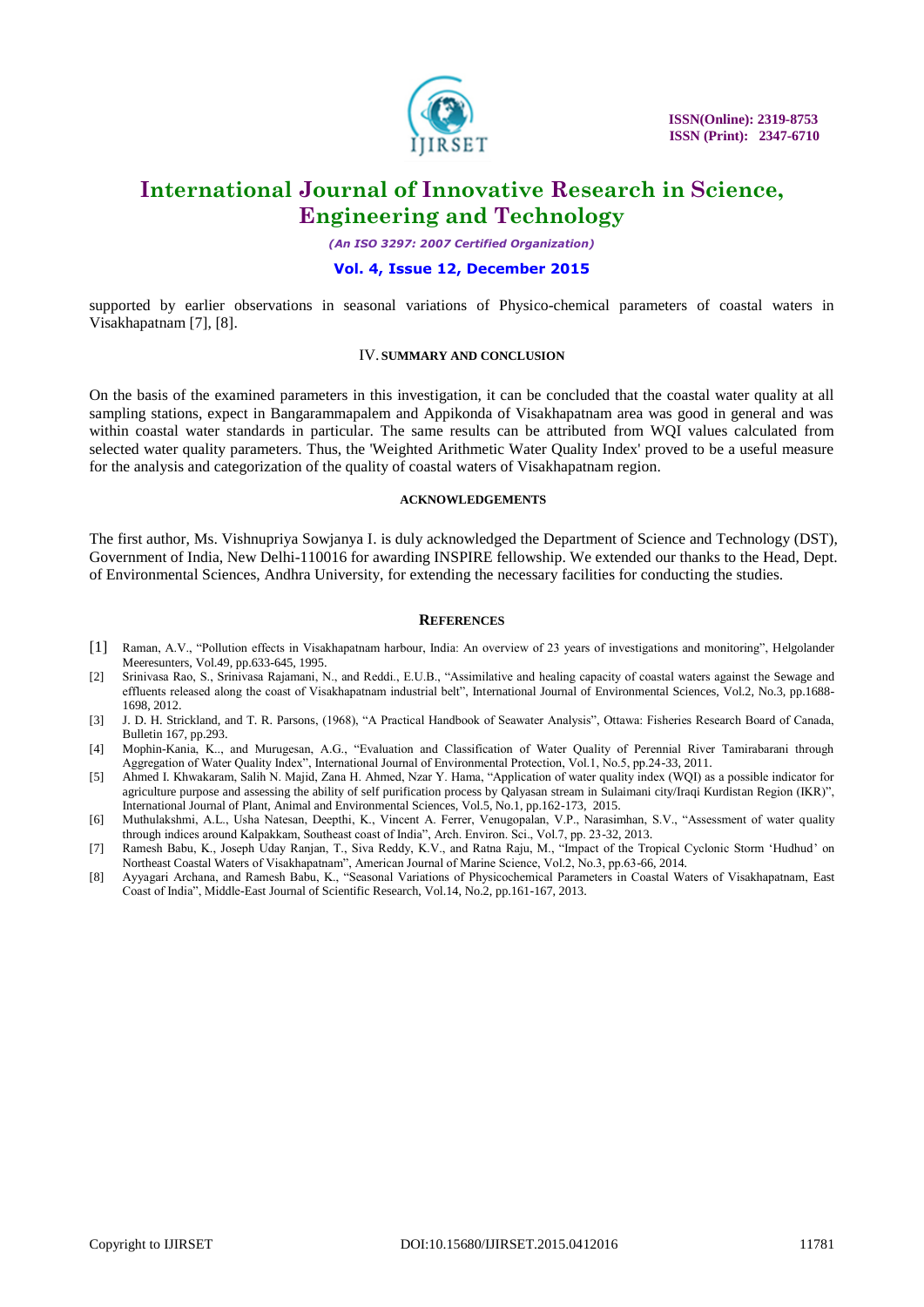supported by earlier observations in seasonal variations of Physico-chemical parameters of coastal waters in Visakhapatnam [7], [8].

## IV. SUMMARY AND CONCLUSION

On the basis of the examined parameters in this investigation, it can be concluded that the coastal water quality at all sampling stations, expect in Bangarammapalem and Appikonda of Visakhapatnam area was good in general and was within coastal water standards in particular. The same results can be attributed from WQI values calculated from selected water quality parameters. Thus, the 'Weighted Arithmetic Water Quality Index' proved to be a useful measure for the analysis and categorization of the quality of coastal waters of Visakhapatnam region.

## ACKNOWLEDGEMENTS

The first author, Ms. Vishnupriya Sowjanya I. is duly acknowledged the Department of Science and Technology (DST), Government of India, New Delhi-110016 for awarding INSPIRE fellowship. We extended our thanks to the Head, Dept. of Environmental Sciences, Andhra University, for extending the necessary facilities for conducting the studies.

## REFERENCES

[1] Raman, A.V., "Pollution effects in Visakhapatnam harbour, India: An overview of 23 years of investigations and monitoring", Helgolander Meeresunters, Vol.49, pp.633-645, 1995.

[2] Srinivasa Rao, S., Srinivasa Rajamani, N., and Reddi., E.U.B., "Assimilative and healing capacity of coastal waters against the Sewage and effluents released along the coast of Visakhapatnam industrial belt", International Journal of Environmental Sciences, Vol.2, No.3, pp.1688-1698, 2012.

[3] J. D. H. Strickland, and T. R. Parsons, (1968), "A Practical Handbook of Seawater Analysis", Ottawa: Fisheries Research Board of Canada, Bulletin 167, pp.293.

[4] Mophin-Kania, K.., and Murugesan, A.G., "Evaluation and Classification of Water Quality of Perennial River Tamirabarani through Aggregation of Water Quality Index", International Journal of Environmental Protection, Vol.1, No.5, pp.24-33, 2011.

[5] Ahmed I. Khwakaram, Salih N. Majid, Zana H. Ahmed, Nzar Y. Hama, "Application of water quality index (WQI) as a possible indicator for agriculture purpose and assessing the ability of self purification process by Qalyasan stream in Sulaimani city/Iraqi Kurdistan Region (IKR)", International Journal of Plant, Animal and Environmental Sciences, Vol.5, No.1, pp.162-173, 2015.

[6] Muthulakshmi, A.L., Usha Natesan, Deepthi, K., Vincent A. Ferrer, Venugopalan, V.P., Narasimhan, S.V., "Assessment of water quality through indices around Kalpakkam, Southeast coast of India", Arch. Environ. Sci., Vol.7, pp. 23-32, 2013.

[7] Ramesh Babu, K., Joseph Uday Ranjan, T., Siva Reddy, K.V., and Ratna Raju, M., "Impact of the Tropical Cyclonic Storm 'Hudhud' on Northeast Coastal Waters of Visakhapatnam", American Journal of Marine Science, Vol.2, No.3, pp.63-66, 2014.

[8] Ayyagari Archana, and Ramesh Babu, K., "Seasonal Variations of Physicochemical Parameters in Coastal Waters of Visakhapatnam, East Coast of India", Middle-East Journal of Scientific Research, Vol.14, No.2, pp.161-167, 2013.